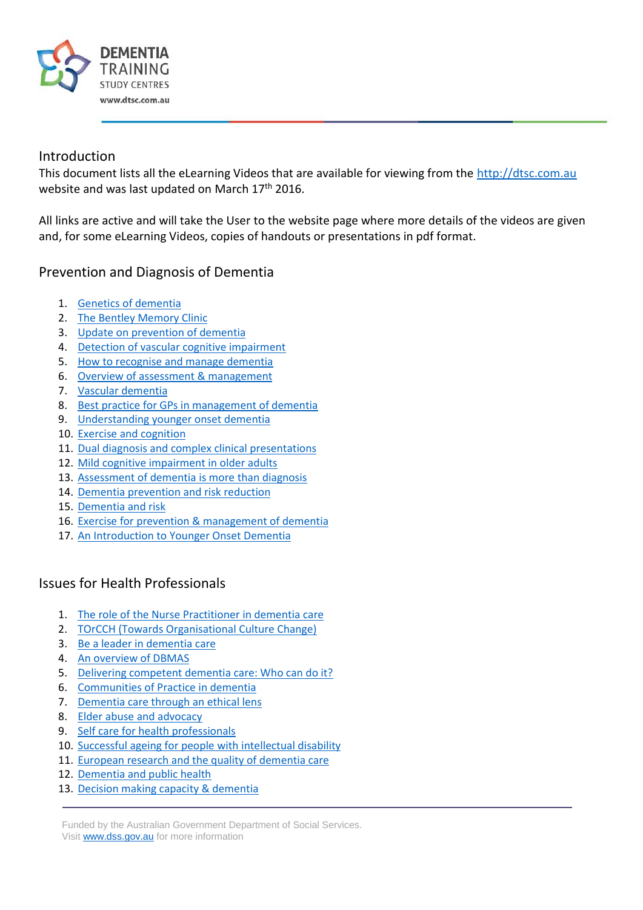## Introduction

This document lists all the eLearning Videos that are available for viewing from the http://dtsc.com.au website and was last updated on March 17th 2016.

All links are active and will take the User to the website page where more details of the videos are given and, for some eLearning Videos, copies of handouts or presentations in pdf format.

## Prevention and Diagnosis of Dementia

1. Genetics of dementia
2. The Bentley Memory Clinic
3. Update on prevention of dementia
4. Detection of vascular cognitive impairment
5. How to recognise and manage dementia
6. Overview of assessment & management
7. Vascular dementia
8. Best practice for GPs in management of dementia
9. Understanding younger onset dementia
10. Exercise and cognition
11. Dual diagnosis and complex clinical presentations
12. Mild cognitive impairment in older adults
13. Assessment of dementia is more than diagnosis
14. Dementia prevention and risk reduction
15. Dementia and risk
16. Exercise for prevention & management of dementia
17. An Introduction to Younger Onset Dementia

## Issues for Health Professionals

1. The role of the Nurse Practitioner in dementia care
2. TOrCCH (Towards Organisational Culture Change)
3. Be a leader in dementia care
4. An overview of DBMAS
5. Delivering competent dementia care: Who can do it?
6. Communities of Practice in dementia
7. Dementia care through an ethical lens
8. Elder abuse and advocacy
9. Self care for health professionals
10. Successful ageing for people with intellectual disability
11. European research and the quality of dementia care
12. Dementia and public health
13. Decision making capacity & dementia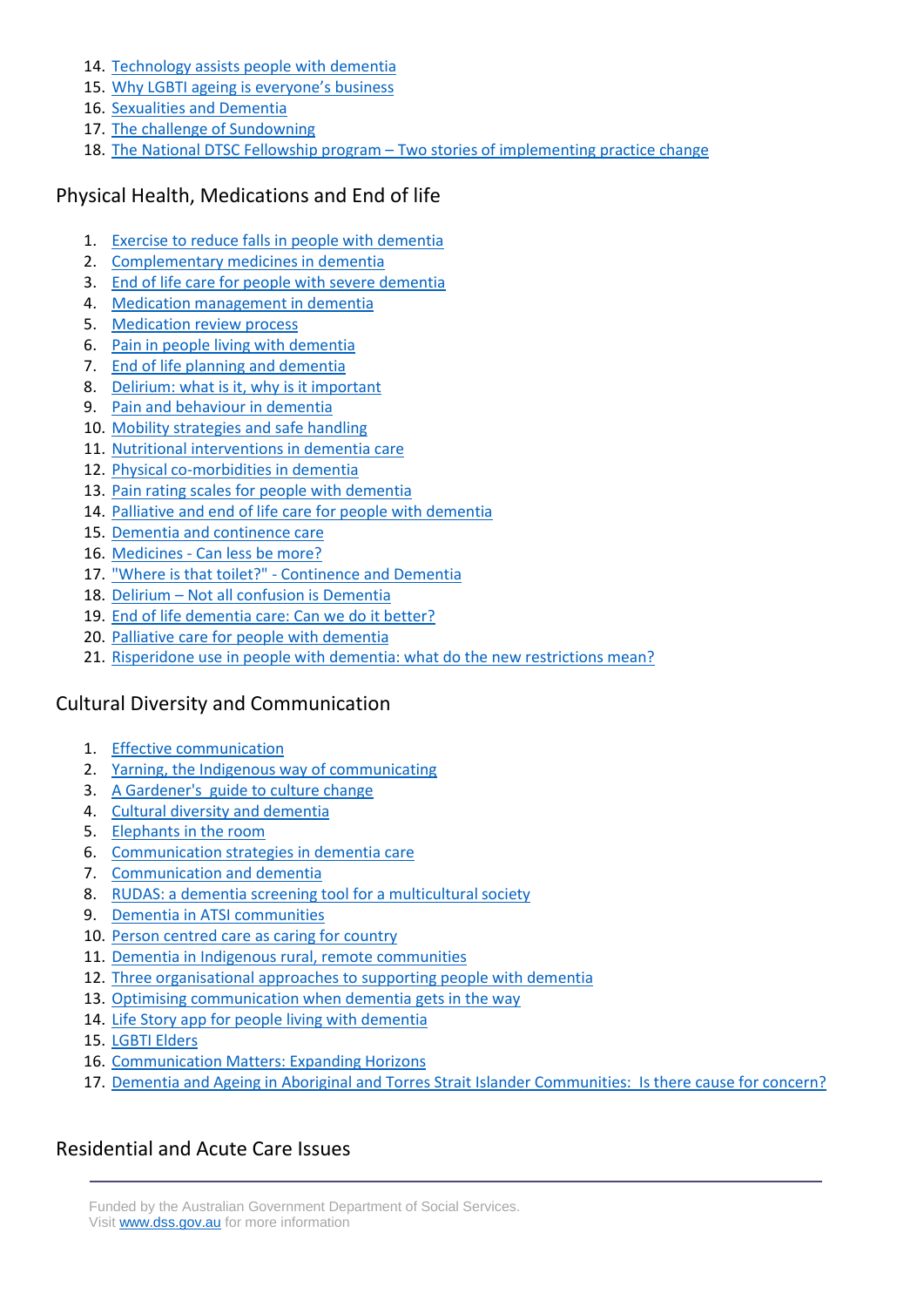14. Technology assists people with dementia
15. Why LGBTI ageing is everyone's business
16. Sexualities and Dementia
17. The challenge of Sundowning
18. The National DTSC Fellowship program – Two stories of implementing practice change

## Physical Health, Medications and End of life

1. Exercise to reduce falls in people with dementia
2. Complementary medicines in dementia
3. End of life care for people with severe dementia
4. Medication management in dementia
5. Medication review process
6. Pain in people living with dementia
7. End of life planning and dementia
8. Delirium: what is it, why is it important
9. Pain and behaviour in dementia
10. Mobility strategies and safe handling
11. Nutritional interventions in dementia care
12. Physical co-morbidities in dementia
13. Pain rating scales for people with dementia
14. Palliative and end of life care for people with dementia
15. Dementia and continence care
16. Medicines - Can less be more?
17. "Where is that toilet?" - Continence and Dementia
18. Delirium – Not all confusion is Dementia
19. End of life dementia care: Can we do it better?
20. Palliative care for people with dementia
21. Risperidone use in people with dementia: what do the new restrictions mean?

## Cultural Diversity and Communication

1. Effective communication
2. Yarning, the Indigenous way of communicating
3. A Gardener's guide to culture change
4. Cultural diversity and dementia
5. Elephants in the room
6. Communication strategies in dementia care
7. Communication and dementia
8. RUDAS: a dementia screening tool for a multicultural society
9. Dementia in ATSI communities
10. Person centred care as caring for country
11. Dementia in Indigenous rural, remote communities
12. Three organisational approaches to supporting people with dementia
13. Optimising communication when dementia gets in the way
14. Life Story app for people living with dementia
15. LGBTI Elders
16. Communication Matters: Expanding Horizons
17. Dementia and Ageing in Aboriginal and Torres Strait Islander Communities: Is there cause for concern?

## Residential and Acute Care Issues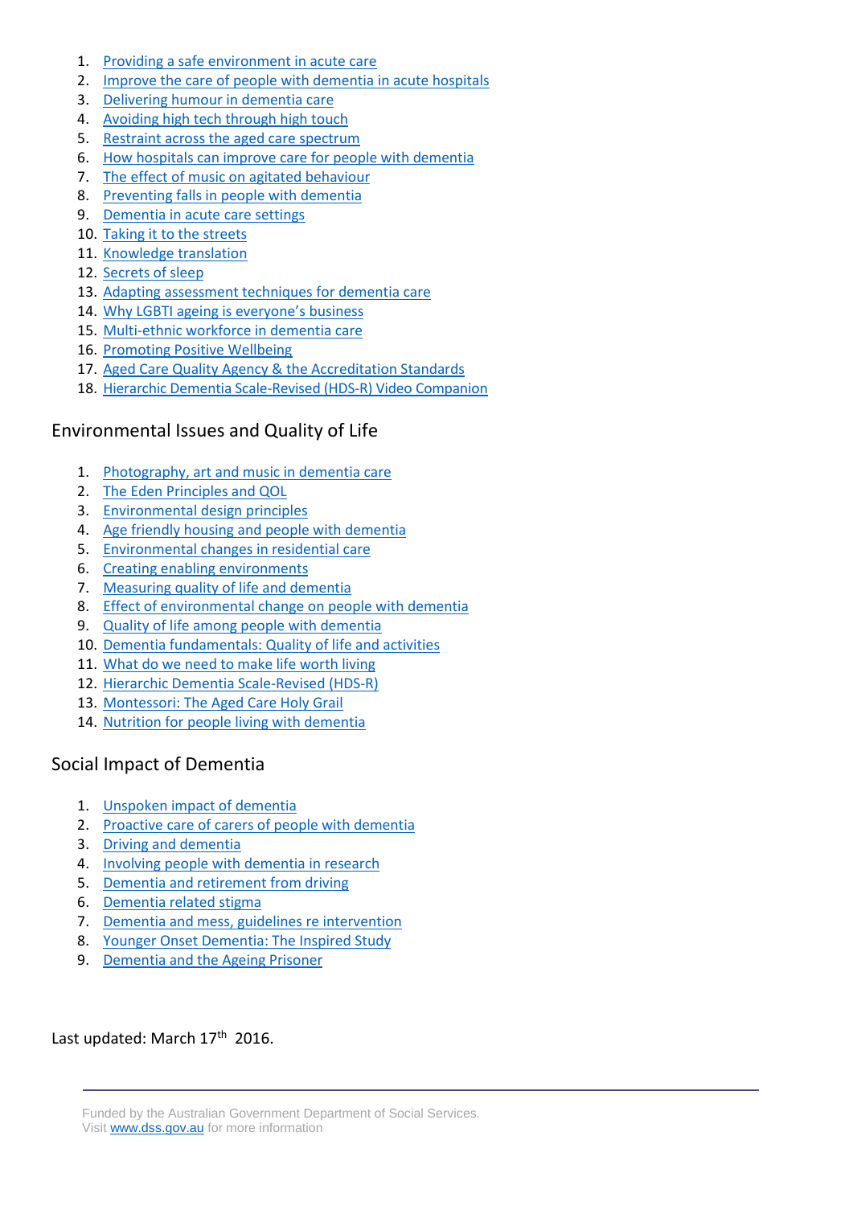1. Providing a safe environment in acute care
2. Improve the care of people with dementia in acute hospitals
3. Delivering humour in dementia care
4. Avoiding high tech through high touch
5. Restraint across the aged care spectrum
6. How hospitals can improve care for people with dementia
7. The effect of music on agitated behaviour
8. Preventing falls in people with dementia
9. Dementia in acute care settings
10. Taking it to the streets
11. Knowledge translation
12. Secrets of sleep
13. Adapting assessment techniques for dementia care
14. Why LGBTI ageing is everyone's business
15. Multi-ethnic workforce in dementia care
16. Promoting Positive Wellbeing
17. Aged Care Quality Agency & the Accreditation Standards
18. Hierarchic Dementia Scale-Revised (HDS-R) Video Companion

## Environmental Issues and Quality of Life

1. Photography, art and music in dementia care
2. The Eden Principles and QOL
3. Environmental design principles
4. Age friendly housing and people with dementia
5. Environmental changes in residential care
6. Creating enabling environments
7. Measuring quality of life and dementia
8. Effect of environmental change on people with dementia
9. Quality of life among people with dementia
10. Dementia fundamentals: Quality of life and activities
11. What do we need to make life worth living
12. Hierarchic Dementia Scale-Revised (HDS-R)
13. Montessori: The Aged Care Holy Grail
14. Nutrition for people living with dementia

## Social Impact of Dementia

1. Unspoken impact of dementia
2. Proactive care of carers of people with dementia
3. Driving and dementia
4. Involving people with dementia in research
5. Dementia and retirement from driving
6. Dementia related stigma
7. Dementia and mess, guidelines re intervention
8. Younger Onset Dementia: The Inspired Study
9. Dementia and the Ageing Prisoner

Last updated: March 17th 2016.

Funded by the Australian Government Department of Social Services.
Visit www.dss.gov.au for more information